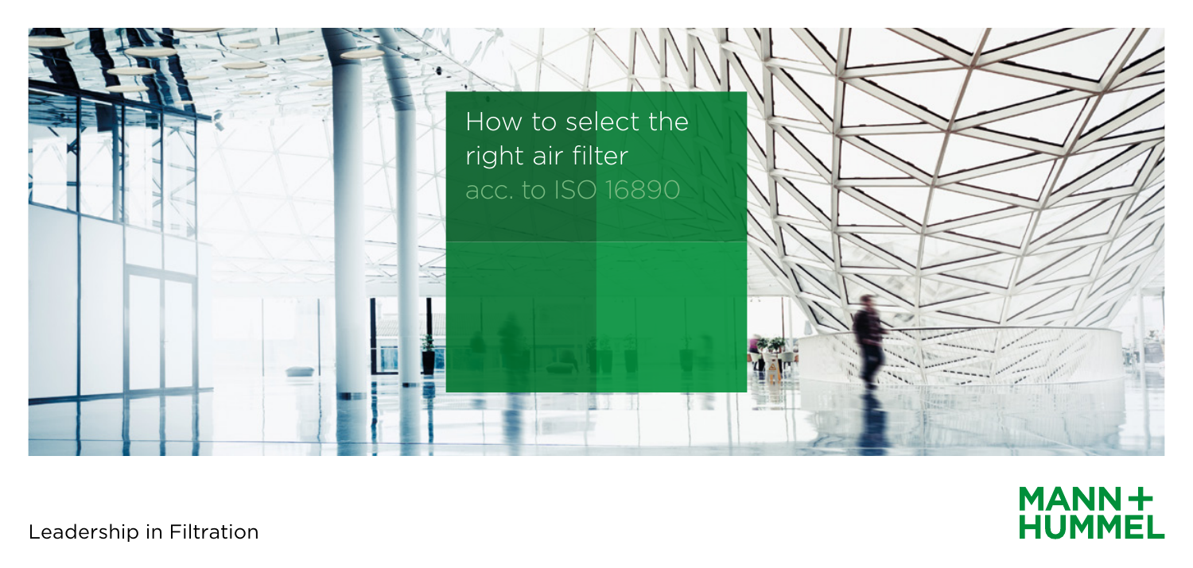# How to select the right air filter acc. to ISO 16890

Leadership in Filtration

MANN+HUMMEL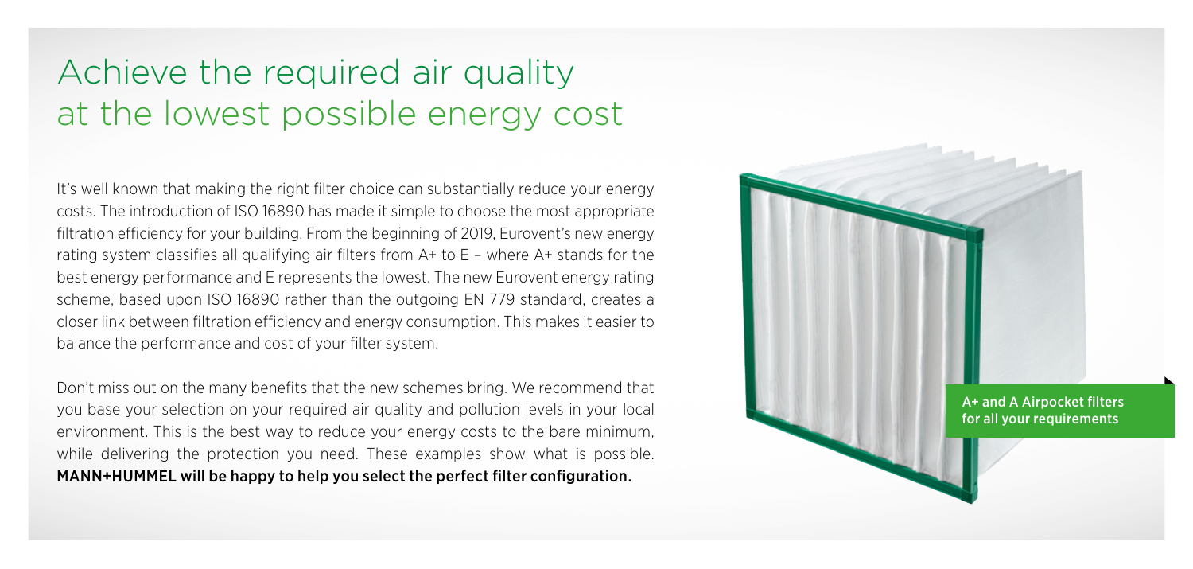# Achieve the required air quality at the lowest possible energy cost

It's well known that making the right filter choice can substantially reduce your energy costs. The introduction of ISO 16890 has made it simple to choose the most appropriate filtration efficiency for your building. From the beginning of 2019, Eurovent's new energy rating system classifies all qualifying air filters from A+ to E – where A+ stands for the best energy performance and E represents the lowest. The new Eurovent energy rating scheme, based upon ISO 16890 rather than the outgoing EN 779 standard, creates a closer link between filtration efficiency and energy consumption. This makes it easier to balance the performance and cost of your filter system.

Don't miss out on the many benefits that the new schemes bring. We recommend that you base your selection on your required air quality and pollution levels in your local environment. This is the best way to reduce your energy costs to the bare minimum, while delivering the protection you need. These examples show what is possible. **MANN+HUMMEL will be happy to help you select the perfect filter configuration.**

A+ and A Airpocket filters for all your requirements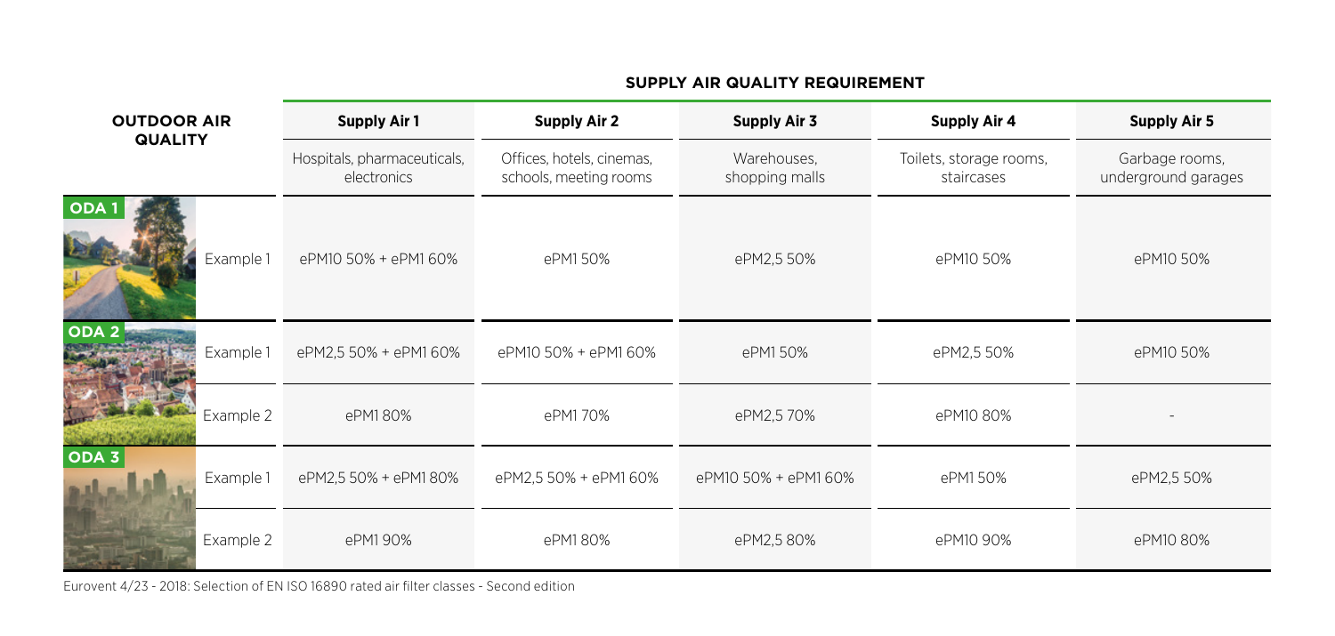| OUTDOOR AIR QUALITY | | SUPPLY AIR QUALITY REQUIREMENT | | | | |
|---|---|---|---|---|---|---|
| | | **Supply Air 1** | **Supply Air 2** | **Supply Air 3** | **Supply Air 4** | **Supply Air 5** |
| | | Hospitals, pharmaceuticals, electronics | Offices, hotels, cinemas, schools, meeting rooms | Warehouses, shopping malls | Toilets, storage rooms, staircases | Garbage rooms, underground garages |
| **ODA 1** | Example 1 | ePM10 50% + ePM1 60% | ePM1 50% | ePM2,5 50% | ePM10 50% | ePM10 50% |
| **ODA 2** | Example 1 | ePM2,5 50% + ePM1 60% | ePM10 50% + ePM1 60% | ePM1 50% | ePM2,5 50% | ePM10 50% |
| | Example 2 | ePM1 80% | ePM1 70% | ePM2,5 70% | ePM10 80% | - |
| **ODA 3** | Example 1 | ePM2,5 50% + ePM1 80% | ePM2,5 50% + ePM1 60% | ePM10 50% + ePM1 60% | ePM1 50% | ePM2,5 50% |
| | Example 2 | ePM1 90% | ePM1 80% | ePM2,5 80% | ePM10 90% | ePM10 80% |

Eurovent 4/23 - 2018: Selection of EN ISO 16890 rated air filter classes - Second edition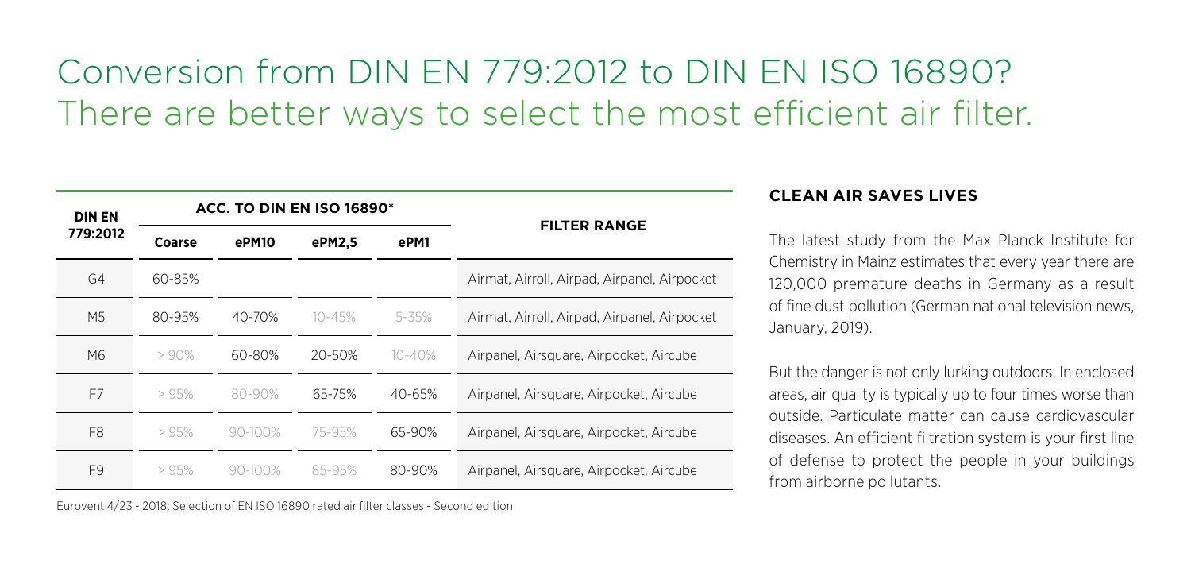# Conversion from DIN EN 779:2012 to DIN EN ISO 16890? There are better ways to select the most efficient air filter.

| DIN EN 779:2012 | ACC. TO DIN EN ISO 16890* | | | | FILTER RANGE |
|---|---|---|---|---|---|
| | Coarse | ePM10 | ePM2,5 | ePM1 | |
| G4 | 60-85% | | | | Airmat, Airroll, Airpad, Airpanel, Airpocket |
| M5 | 80-95% | 40-70% | 10-45% | 5-35% | Airmat, Airroll, Airpad, Airpanel, Airpocket |
| M6 | > 90% | 60-80% | 20-50% | 10-40% | Airpanel, Airsquare, Airpocket, Aircube |
| F7 | > 95% | 80-90% | 65-75% | 40-65% | Airpanel, Airsquare, Airpocket, Aircube |
| F8 | > 95% | 90-100% | 75-95% | 65-90% | Airpanel, Airsquare, Airpocket, Aircube |
| F9 | > 95% | 90-100% | 85-95% | 80-90% | Airpanel, Airsquare, Airpocket, Aircube |

Eurovent 4/23 - 2018: Selection of EN ISO 16890 rated air filter classes - Second edition

## CLEAN AIR SAVES LIVES

The latest study from the Max Planck Institute for Chemistry in Mainz estimates that every year there are 120,000 premature deaths in Germany as a result of fine dust pollution (German national television news, January, 2019).

But the danger is not only lurking outdoors. In enclosed areas, air quality is typically up to four times worse than outside. Particulate matter can cause cardiovascular diseases. An efficient filtration system is your first line of defense to protect the people in your buildings from airborne pollutants.